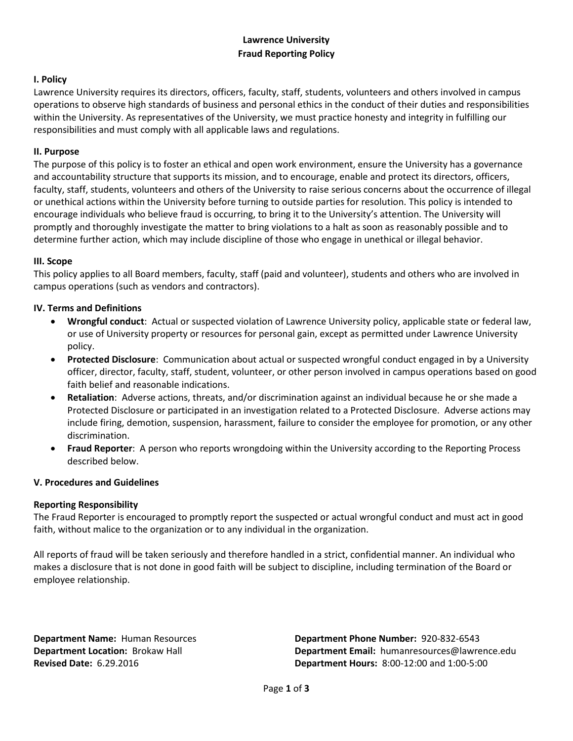# Lawrence University
# Fraud Reporting Policy

## I. Policy

Lawrence University requires its directors, officers, faculty, staff, students, volunteers and others involved in campus operations to observe high standards of business and personal ethics in the conduct of their duties and responsibilities within the University. As representatives of the University, we must practice honesty and integrity in fulfilling our responsibilities and must comply with all applicable laws and regulations.

## II. Purpose

The purpose of this policy is to foster an ethical and open work environment, ensure the University has a governance and accountability structure that supports its mission, and to encourage, enable and protect its directors, officers, faculty, staff, students, volunteers and others of the University to raise serious concerns about the occurrence of illegal or unethical actions within the University before turning to outside parties for resolution. This policy is intended to encourage individuals who believe fraud is occurring, to bring it to the University's attention. The University will promptly and thoroughly investigate the matter to bring violations to a halt as soon as reasonably possible and to determine further action, which may include discipline of those who engage in unethical or illegal behavior.

## III. Scope

This policy applies to all Board members, faculty, staff (paid and volunteer), students and others who are involved in campus operations (such as vendors and contractors).

## IV. Terms and Definitions

- **Wrongful conduct**: Actual or suspected violation of Lawrence University policy, applicable state or federal law, or use of University property or resources for personal gain, except as permitted under Lawrence University policy.
- **Protected Disclosure**: Communication about actual or suspected wrongful conduct engaged in by a University officer, director, faculty, staff, student, volunteer, or other person involved in campus operations based on good faith belief and reasonable indications.
- **Retaliation**: Adverse actions, threats, and/or discrimination against an individual because he or she made a Protected Disclosure or participated in an investigation related to a Protected Disclosure. Adverse actions may include firing, demotion, suspension, harassment, failure to consider the employee for promotion, or any other discrimination.
- **Fraud Reporter**: A person who reports wrongdoing within the University according to the Reporting Process described below.

## V. Procedures and Guidelines

### Reporting Responsibility

The Fraud Reporter is encouraged to promptly report the suspected or actual wrongful conduct and must act in good faith, without malice to the organization or to any individual in the organization.

All reports of fraud will be taken seriously and therefore handled in a strict, confidential manner. An individual who makes a disclosure that is not done in good faith will be subject to discipline, including termination of the Board or employee relationship.

**Department Name:** Human Resources
**Department Location:** Brokaw Hall
**Revised Date:** 6.29.2016
**Department Phone Number:** 920-832-6543
**Department Email:** humanresources@lawrence.edu
**Department Hours:** 8:00-12:00 and 1:00-5:00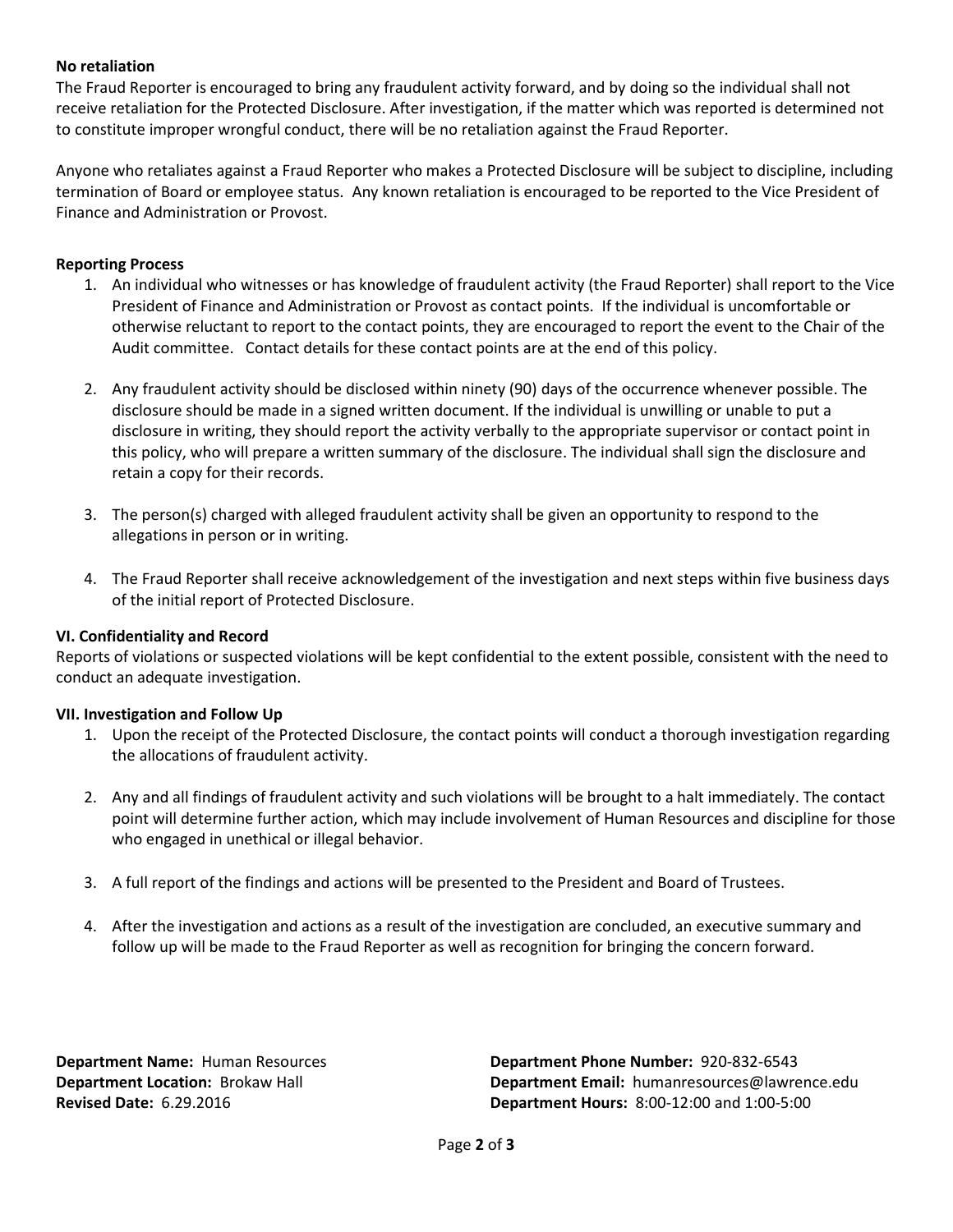**No retaliation**

The Fraud Reporter is encouraged to bring any fraudulent activity forward, and by doing so the individual shall not receive retaliation for the Protected Disclosure. After investigation, if the matter which was reported is determined not to constitute improper wrongful conduct, there will be no retaliation against the Fraud Reporter.

Anyone who retaliates against a Fraud Reporter who makes a Protected Disclosure will be subject to discipline, including termination of Board or employee status. Any known retaliation is encouraged to be reported to the Vice President of Finance and Administration or Provost.

**Reporting Process**

1. An individual who witnesses or has knowledge of fraudulent activity (the Fraud Reporter) shall report to the Vice President of Finance and Administration or Provost as contact points. If the individual is uncomfortable or otherwise reluctant to report to the contact points, they are encouraged to report the event to the Chair of the Audit committee. Contact details for these contact points are at the end of this policy.

2. Any fraudulent activity should be disclosed within ninety (90) days of the occurrence whenever possible. The disclosure should be made in a signed written document. If the individual is unwilling or unable to put a disclosure in writing, they should report the activity verbally to the appropriate supervisor or contact point in this policy, who will prepare a written summary of the disclosure. The individual shall sign the disclosure and retain a copy for their records.

3. The person(s) charged with alleged fraudulent activity shall be given an opportunity to respond to the allegations in person or in writing.

4. The Fraud Reporter shall receive acknowledgement of the investigation and next steps within five business days of the initial report of Protected Disclosure.

**VI. Confidentiality and Record**

Reports of violations or suspected violations will be kept confidential to the extent possible, consistent with the need to conduct an adequate investigation.

**VII. Investigation and Follow Up**

1. Upon the receipt of the Protected Disclosure, the contact points will conduct a thorough investigation regarding the allocations of fraudulent activity.

2. Any and all findings of fraudulent activity and such violations will be brought to a halt immediately. The contact point will determine further action, which may include involvement of Human Resources and discipline for those who engaged in unethical or illegal behavior.

3. A full report of the findings and actions will be presented to the President and Board of Trustees.

4. After the investigation and actions as a result of the investigation are concluded, an executive summary and follow up will be made to the Fraud Reporter as well as recognition for bringing the concern forward.

**Department Name:** Human Resources
**Department Location:** Brokaw Hall
**Revised Date:** 6.29.2016

**Department Phone Number:** 920-832-6543
**Department Email:** humanresources@lawrence.edu
**Department Hours:** 8:00-12:00 and 1:00-5:00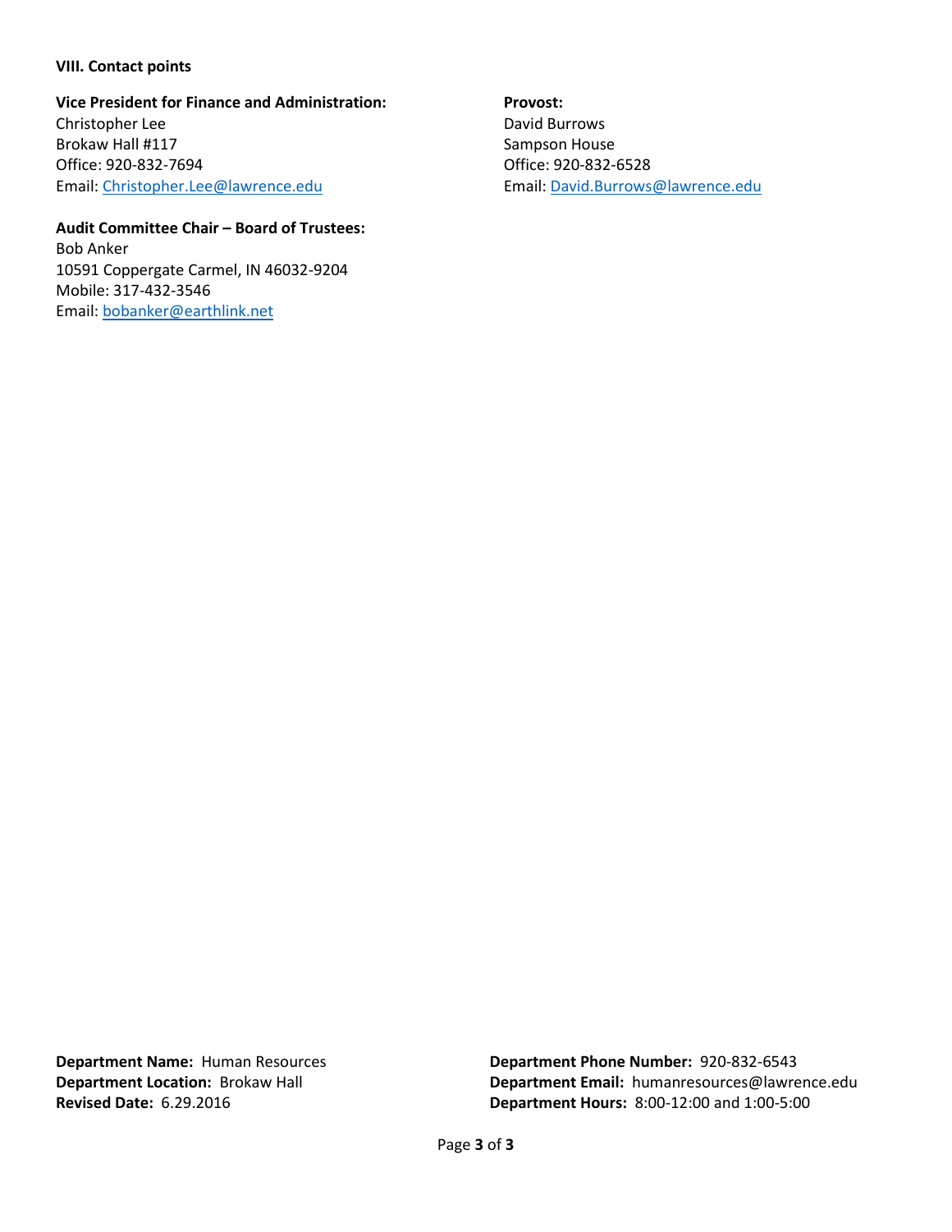**VIII. Contact points**

**Vice President for Finance and Administration:**
Christopher Lee
Brokaw Hall #117
Office: 920-832-7694
Email: Christopher.Lee@lawrence.edu

**Provost:**
David Burrows
Sampson House
Office: 920-832-6528
Email: David.Burrows@lawrence.edu

**Audit Committee Chair – Board of Trustees:**
Bob Anker
10591 Coppergate Carmel, IN 46032-9204
Mobile: 317-432-3546
Email: bobanker@earthlink.net

**Department Name:** Human Resources
**Department Location:** Brokaw Hall
**Revised Date:** 6.29.2016

**Department Phone Number:** 920-832-6543
**Department Email:** humanresources@lawrence.edu
**Department Hours:** 8:00-12:00 and 1:00-5:00